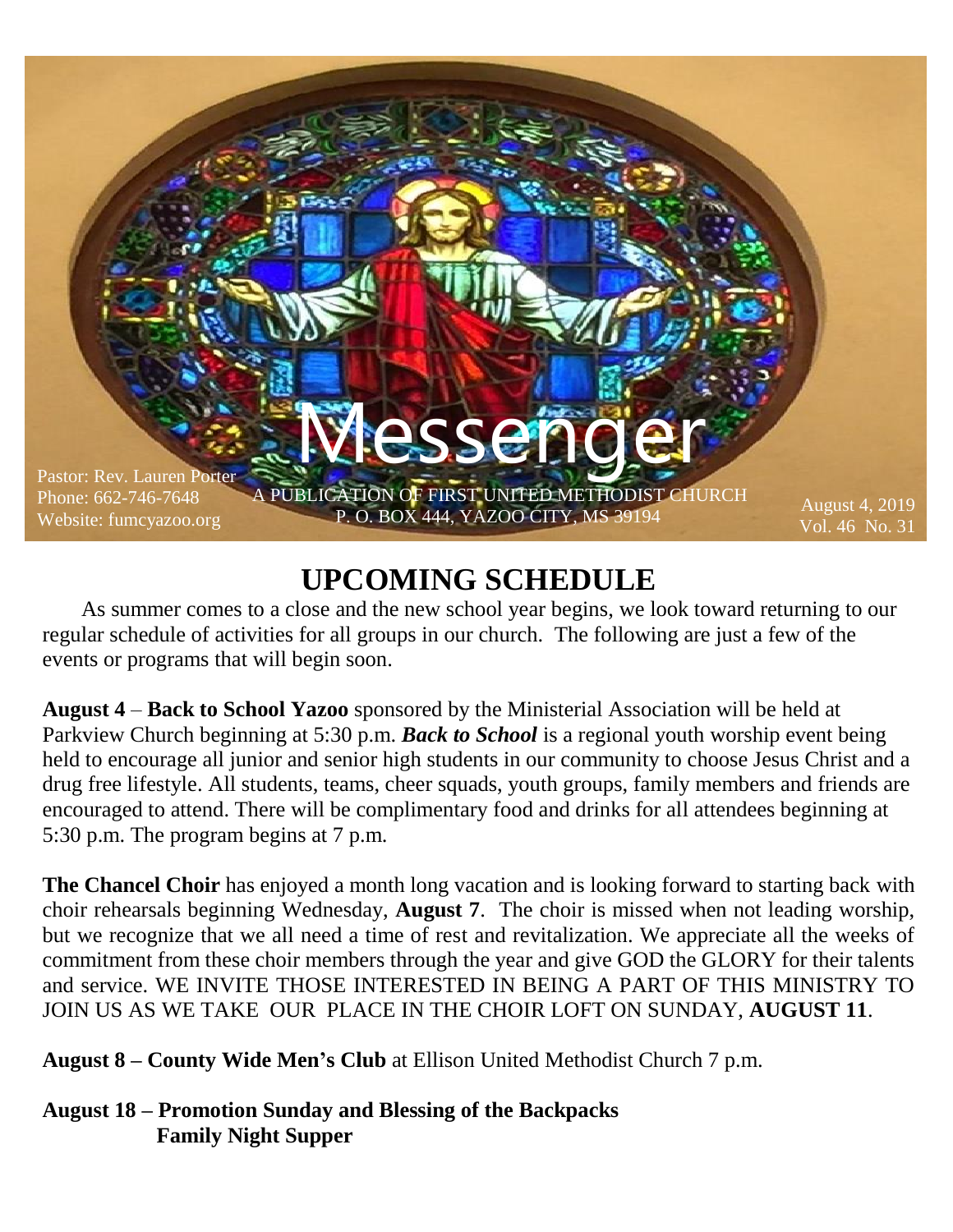# Messenger

Pastor: Rev. Lauren Porter
Phone: 662-746-7648
Website: fumcyazoo.org

A PUBLICATION OF FIRST UNITED METHODIST CHURCH
P. O. BOX 444, YAZOO CITY, MS 39194

August 4, 2019
Vol. 46 No. 31

## UPCOMING SCHEDULE

As summer comes to a close and the new school year begins, we look toward returning to our regular schedule of activities for all groups in our church. The following are just a few of the events or programs that will begin soon.

**August 4** – **Back to School Yazoo** sponsored by the Ministerial Association will be held at Parkview Church beginning at 5:30 p.m. ***Back to School*** is a regional youth worship event being held to encourage all junior and senior high students in our community to choose Jesus Christ and a drug free lifestyle. All students, teams, cheer squads, youth groups, family members and friends are encouraged to attend. There will be complimentary food and drinks for all attendees beginning at 5:30 p.m. The program begins at 7 p.m.

**The Chancel Choir** has enjoyed a month long vacation and is looking forward to starting back with choir rehearsals beginning Wednesday, **August 7**. The choir is missed when not leading worship, but we recognize that we all need a time of rest and revitalization. We appreciate all the weeks of commitment from these choir members through the year and give GOD the GLORY for their talents and service. WE INVITE THOSE INTERESTED IN BEING A PART OF THIS MINISTRY TO JOIN US AS WE TAKE OUR PLACE IN THE CHOIR LOFT ON SUNDAY, **AUGUST 11**.

**August 8 – County Wide Men's Club** at Ellison United Methodist Church 7 p.m.

**August 18 – Promotion Sunday and Blessing of the Backpacks**
**Family Night Supper**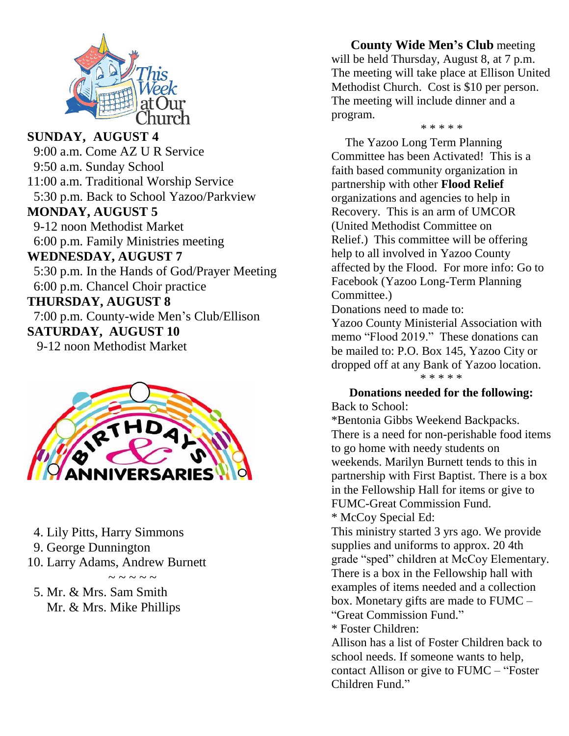**SUNDAY, AUGUST 4**

9:00 a.m. Come AZ U R Service
9:50 a.m. Sunday School
11:00 a.m. Traditional Worship Service
5:30 p.m. Back to School Yazoo/Parkview

**MONDAY, AUGUST 5**

9-12 noon Methodist Market
6:00 p.m. Family Ministries meeting

**WEDNESDAY, AUGUST 7**

5:30 p.m. In the Hands of God/Prayer Meeting
6:00 p.m. Chancel Choir practice

**THURSDAY, AUGUST 8**

7:00 p.m. County-wide Men's Club/Ellison

**SATURDAY, AUGUST 10**

9-12 noon Methodist Market

4. Lily Pitts, Harry Simmons
9. George Dunnington
10. Larry Adams, Andrew Burnett

~ ~ ~ ~ ~

5. Mr. & Mrs. Sam Smith
   Mr. & Mrs. Mike Phillips

**County Wide Men's Club** meeting will be held Thursday, August 8, at 7 p.m. The meeting will take place at Ellison United Methodist Church. Cost is $10 per person. The meeting will include dinner and a program.

* * * * *

The Yazoo Long Term Planning Committee has been Activated! This is a faith based community organization in partnership with other **Flood Relief** organizations and agencies to help in Recovery. This is an arm of UMCOR (United Methodist Committee on Relief.) This committee will be offering help to all involved in Yazoo County affected by the Flood. For more info: Go to Facebook (Yazoo Long-Term Planning Committee.)

Donations need to made to:
Yazoo County Ministerial Association with memo "Flood 2019." These donations can be mailed to: P.O. Box 145, Yazoo City or dropped off at any Bank of Yazoo location.

* * * * *

**Donations needed for the following:**

Back to School:

*Bentonia Gibbs Weekend Backpacks.
There is a need for non-perishable food items to go home with needy students on weekends. Marilyn Burnett tends to this in partnership with First Baptist. There is a box in the Fellowship Hall for items or give to FUMC-Great Commission Fund.

* McCoy Special Ed:
This ministry started 3 yrs ago. We provide supplies and uniforms to approx. 20 4th grade "sped" children at McCoy Elementary. There is a box in the Fellowship hall with examples of items needed and a collection box. Monetary gifts are made to FUMC – "Great Commission Fund."

* Foster Children:
Allison has a list of Foster Children back to school needs. If someone wants to help, contact Allison or give to FUMC – "Foster Children Fund."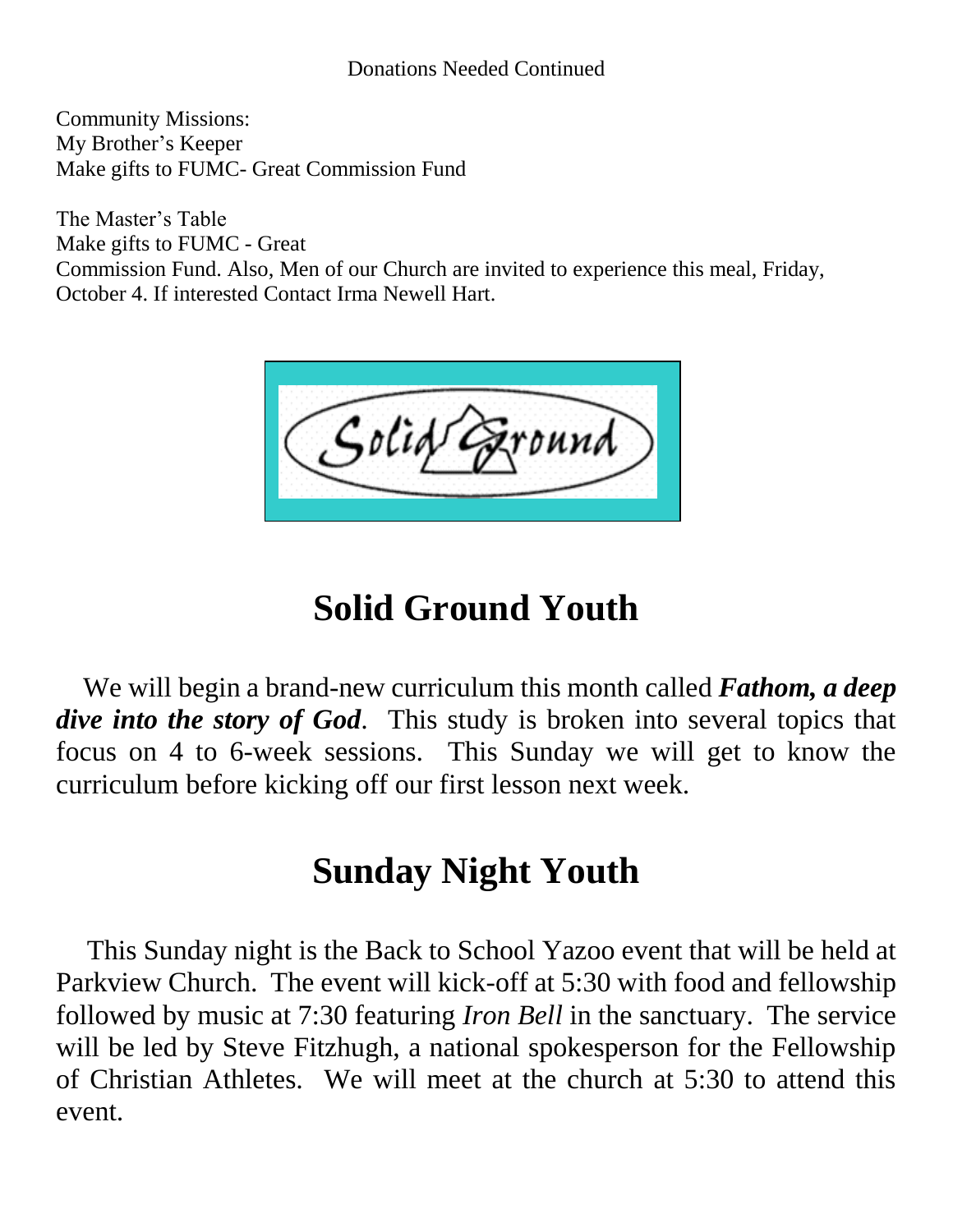Donations Needed Continued

Community Missions:
My Brother's Keeper
Make gifts to FUMC- Great Commission Fund

The Master's Table
Make gifts to FUMC - Great
Commission Fund. Also, Men of our Church are invited to experience this meal, Friday, October 4. If interested Contact Irma Newell Hart.

# Solid Ground Youth

We will begin a brand-new curriculum this month called ***Fathom, a deep dive into the story of God***. This study is broken into several topics that focus on 4 to 6-week sessions. This Sunday we will get to know the curriculum before kicking off our first lesson next week.

# Sunday Night Youth

This Sunday night is the Back to School Yazoo event that will be held at Parkview Church. The event will kick-off at 5:30 with food and fellowship followed by music at 7:30 featuring *Iron Bell* in the sanctuary. The service will be led by Steve Fitzhugh, a national spokesperson for the Fellowship of Christian Athletes. We will meet at the church at 5:30 to attend this event.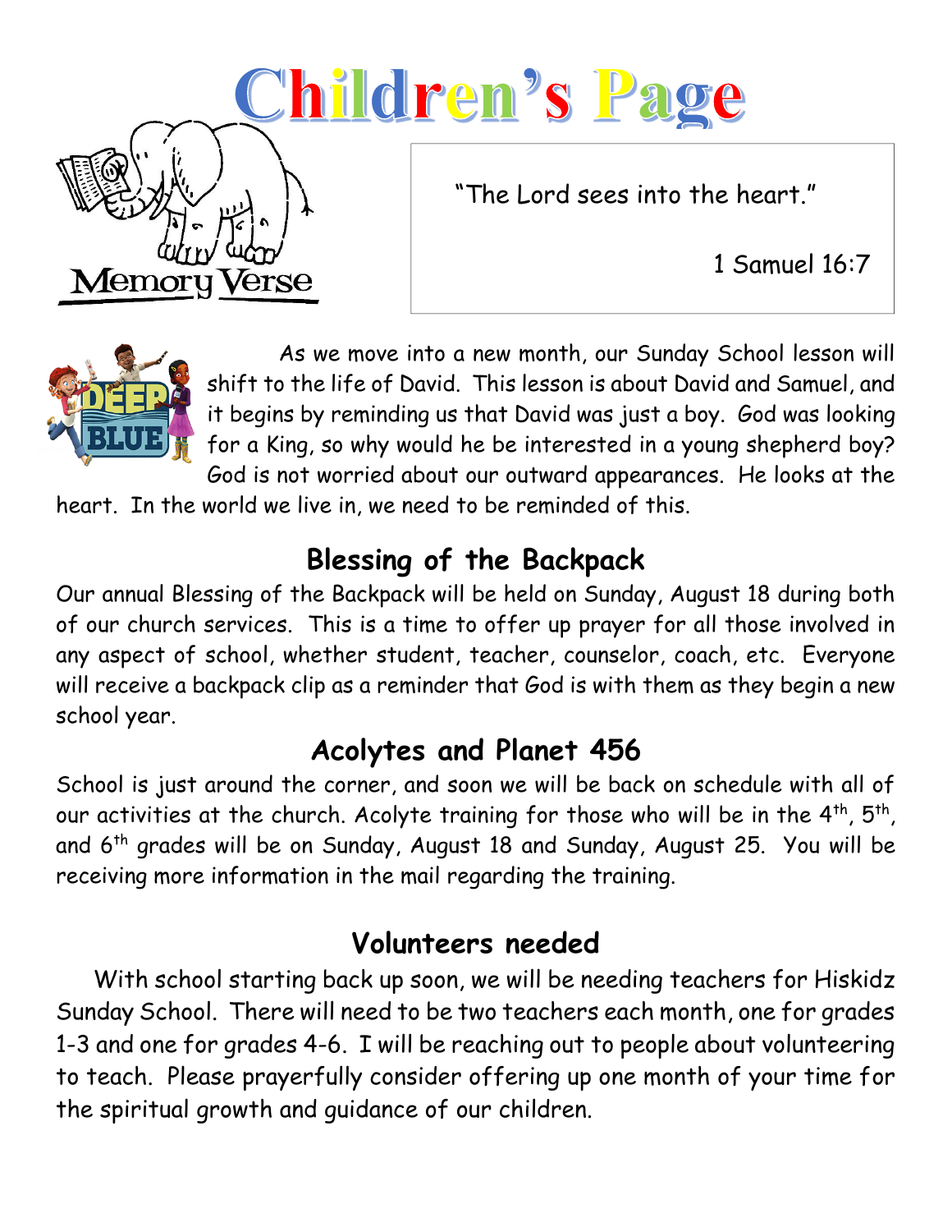# Children's Page

Memory Verse

"The Lord sees into the heart."

1 Samuel 16:7

As we move into a new month, our Sunday School lesson will shift to the life of David. This lesson is about David and Samuel, and it begins by reminding us that David was just a boy. God was looking for a King, so why would he be interested in a young shepherd boy? God is not worried about our outward appearances. He looks at the heart. In the world we live in, we need to be reminded of this.

## Blessing of the Backpack

Our annual Blessing of the Backpack will be held on Sunday, August 18 during both of our church services. This is a time to offer up prayer for all those involved in any aspect of school, whether student, teacher, counselor, coach, etc. Everyone will receive a backpack clip as a reminder that God is with them as they begin a new school year.

## Acolytes and Planet 456

School is just around the corner, and soon we will be back on schedule with all of our activities at the church. Acolyte training for those who will be in the 4th, 5th, and 6th grades will be on Sunday, August 18 and Sunday, August 25. You will be receiving more information in the mail regarding the training.

## Volunteers needed

With school starting back up soon, we will be needing teachers for Hiskidz Sunday School. There will need to be two teachers each month, one for grades 1-3 and one for grades 4-6. I will be reaching out to people about volunteering to teach. Please prayerfully consider offering up one month of your time for the spiritual growth and guidance of our children.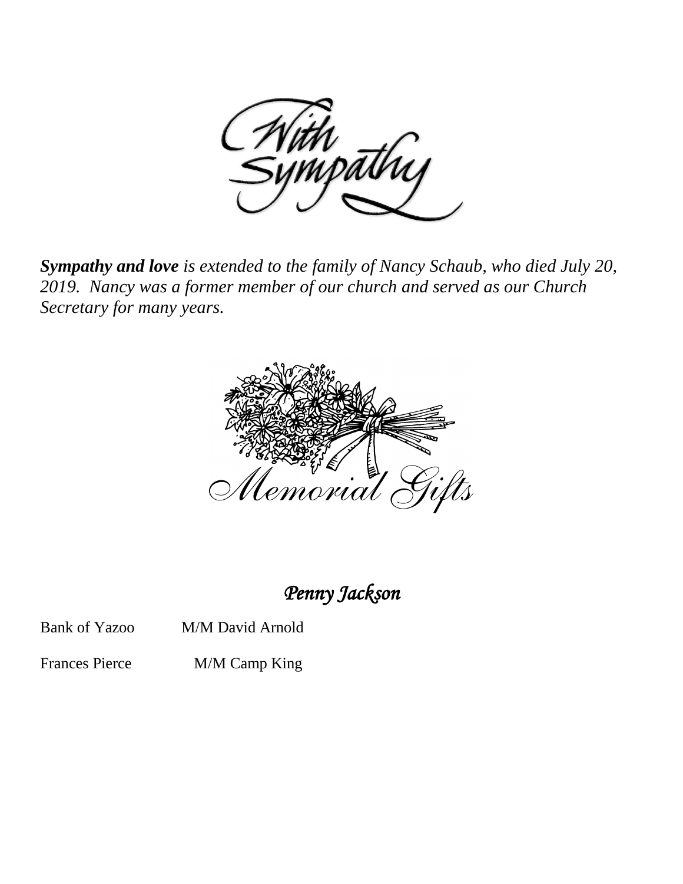# With Sympathy

***Sympathy and love** is extended to the family of Nancy Schaub, who died July 20, 2019. Nancy was a former member of our church and served as our Church Secretary for many years.*

# *Memorial Gifts*

## *Penny Jackson*

Bank of Yazoo    M/M David Arnold

Frances Pierce    M/M Camp King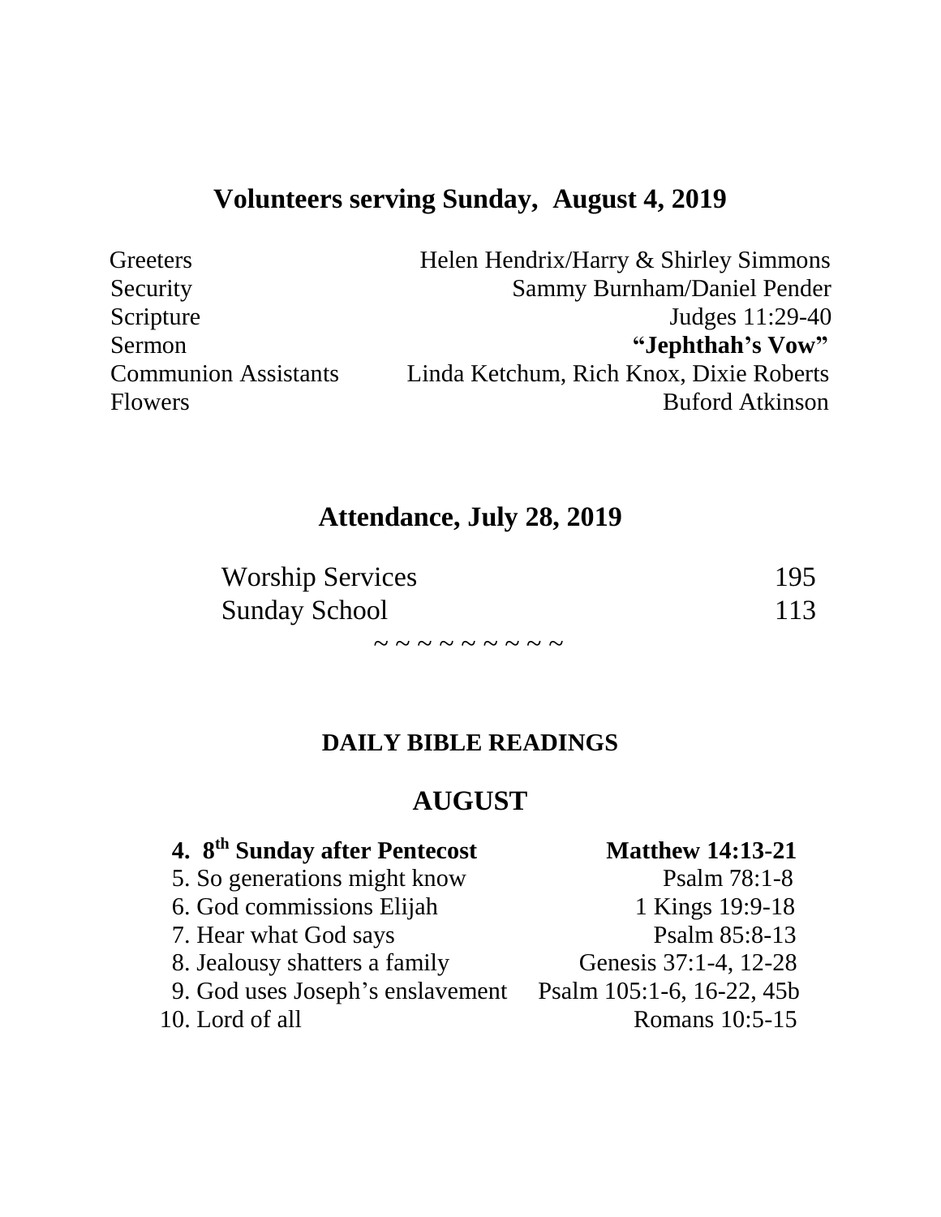## Volunteers serving Sunday, August 4, 2019

| | |
|---|---|
| Greeters | Helen Hendrix/Harry & Shirley Simmons |
| Security | Sammy Burnham/Daniel Pender |
| Scripture | Judges 11:29-40 |
| Sermon | **"Jephthah's Vow"** |
| Communion Assistants | Linda Ketchum, Rich Knox, Dixie Roberts |
| Flowers | Buford Atkinson |

## Attendance, July 28, 2019

| | |
|---|---|
| Worship Services | 195 |
| Sunday School | 113 |

~ ~ ~ ~ ~ ~ ~ ~ ~ ~

### DAILY BIBLE READINGS

## AUGUST

| | |
|---|---|
| **4. 8th Sunday after Pentecost** | **Matthew 14:13-21** |
| 5. So generations might know | Psalm 78:1-8 |
| 6. God commissions Elijah | 1 Kings 19:9-18 |
| 7. Hear what God says | Psalm 85:8-13 |
| 8. Jealousy shatters a family | Genesis 37:1-4, 12-28 |
| 9. God uses Joseph's enslavement | Psalm 105:1-6, 16-22, 45b |
| 10. Lord of all | Romans 10:5-15 |